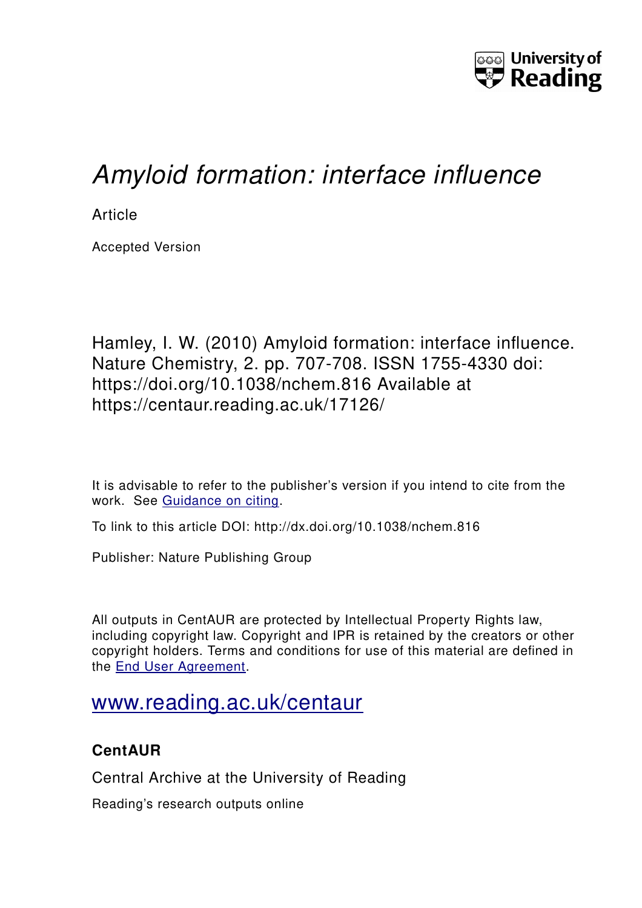University of Reading

# *Amyloid formation: interface influence*

Article

Accepted Version

Hamley, I. W. (2010) Amyloid formation: interface influence. Nature Chemistry, 2. pp. 707-708. ISSN 1755-4330 doi: https://doi.org/10.1038/nchem.816 Available at https://centaur.reading.ac.uk/17126/

It is advisable to refer to the publisher's version if you intend to cite from the work. See Guidance on citing.

To link to this article DOI: http://dx.doi.org/10.1038/nchem.816

Publisher: Nature Publishing Group

All outputs in CentAUR are protected by Intellectual Property Rights law, including copyright law. Copyright and IPR is retained by the creators or other copyright holders. Terms and conditions for use of this material are defined in the End User Agreement.

www.reading.ac.uk/centaur

**CentAUR**

Central Archive at the University of Reading

Reading's research outputs online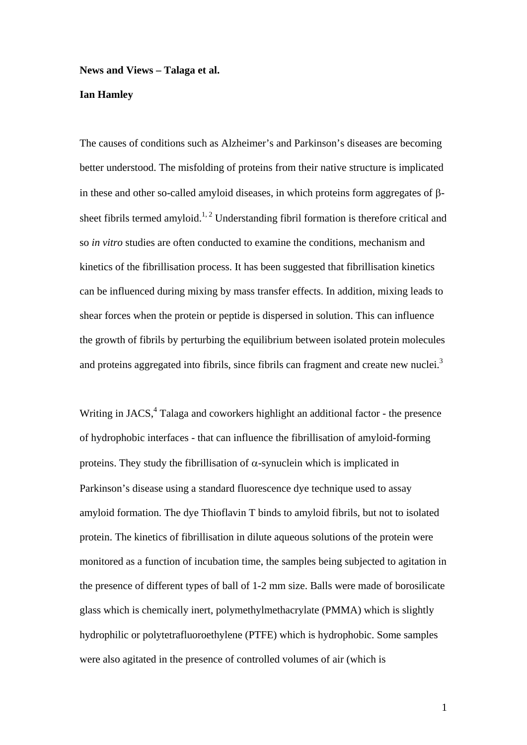**News and Views – Talaga et al.**

**Ian Hamley**

The causes of conditions such as Alzheimer's and Parkinson's diseases are becoming better understood. The misfolding of proteins from their native structure is implicated in these and other so-called amyloid diseases, in which proteins form aggregates of β-sheet fibrils termed amyloid.[1, 2] Understanding fibril formation is therefore critical and so *in vitro* studies are often conducted to examine the conditions, mechanism and kinetics of the fibrillisation process. It has been suggested that fibrillisation kinetics can be influenced during mixing by mass transfer effects. In addition, mixing leads to shear forces when the protein or peptide is dispersed in solution. This can influence the growth of fibrils by perturbing the equilibrium between isolated protein molecules and proteins aggregated into fibrils, since fibrils can fragment and create new nuclei.[3]

Writing in JACS,[4] Talaga and coworkers highlight an additional factor - the presence of hydrophobic interfaces - that can influence the fibrillisation of amyloid-forming proteins. They study the fibrillisation of α-synuclein which is implicated in Parkinson's disease using a standard fluorescence dye technique used to assay amyloid formation. The dye Thioflavin T binds to amyloid fibrils, but not to isolated protein. The kinetics of fibrillisation in dilute aqueous solutions of the protein were monitored as a function of incubation time, the samples being subjected to agitation in the presence of different types of ball of 1-2 mm size. Balls were made of borosilicate glass which is chemically inert, polymethylmethacrylate (PMMA) which is slightly hydrophilic or polytetrafluoroethylene (PTFE) which is hydrophobic. Some samples were also agitated in the presence of controlled volumes of air (which is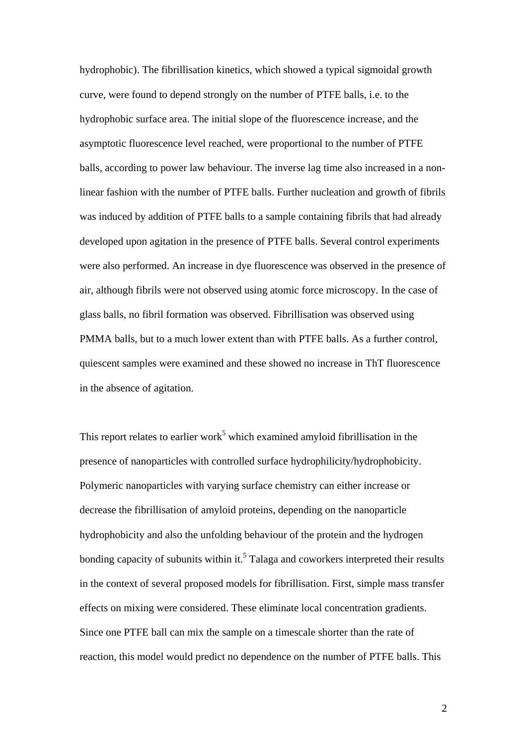hydrophobic). The fibrillisation kinetics, which showed a typical sigmoidal growth curve, were found to depend strongly on the number of PTFE balls, i.e. to the hydrophobic surface area. The initial slope of the fluorescence increase, and the asymptotic fluorescence level reached, were proportional to the number of PTFE balls, according to power law behaviour. The inverse lag time also increased in a non-linear fashion with the number of PTFE balls. Further nucleation and growth of fibrils was induced by addition of PTFE balls to a sample containing fibrils that had already developed upon agitation in the presence of PTFE balls. Several control experiments were also performed. An increase in dye fluorescence was observed in the presence of air, although fibrils were not observed using atomic force microscopy. In the case of glass balls, no fibril formation was observed. Fibrillisation was observed using PMMA balls, but to a much lower extent than with PTFE balls. As a further control, quiescent samples were examined and these showed no increase in ThT fluorescence in the absence of agitation.

This report relates to earlier work[5] which examined amyloid fibrillisation in the presence of nanoparticles with controlled surface hydrophilicity/hydrophobicity. Polymeric nanoparticles with varying surface chemistry can either increase or decrease the fibrillisation of amyloid proteins, depending on the nanoparticle hydrophobicity and also the unfolding behaviour of the protein and the hydrogen bonding capacity of subunits within it.[5] Talaga and coworkers interpreted their results in the context of several proposed models for fibrillisation. First, simple mass transfer effects on mixing were considered. These eliminate local concentration gradients. Since one PTFE ball can mix the sample on a timescale shorter than the rate of reaction, this model would predict no dependence on the number of PTFE balls. This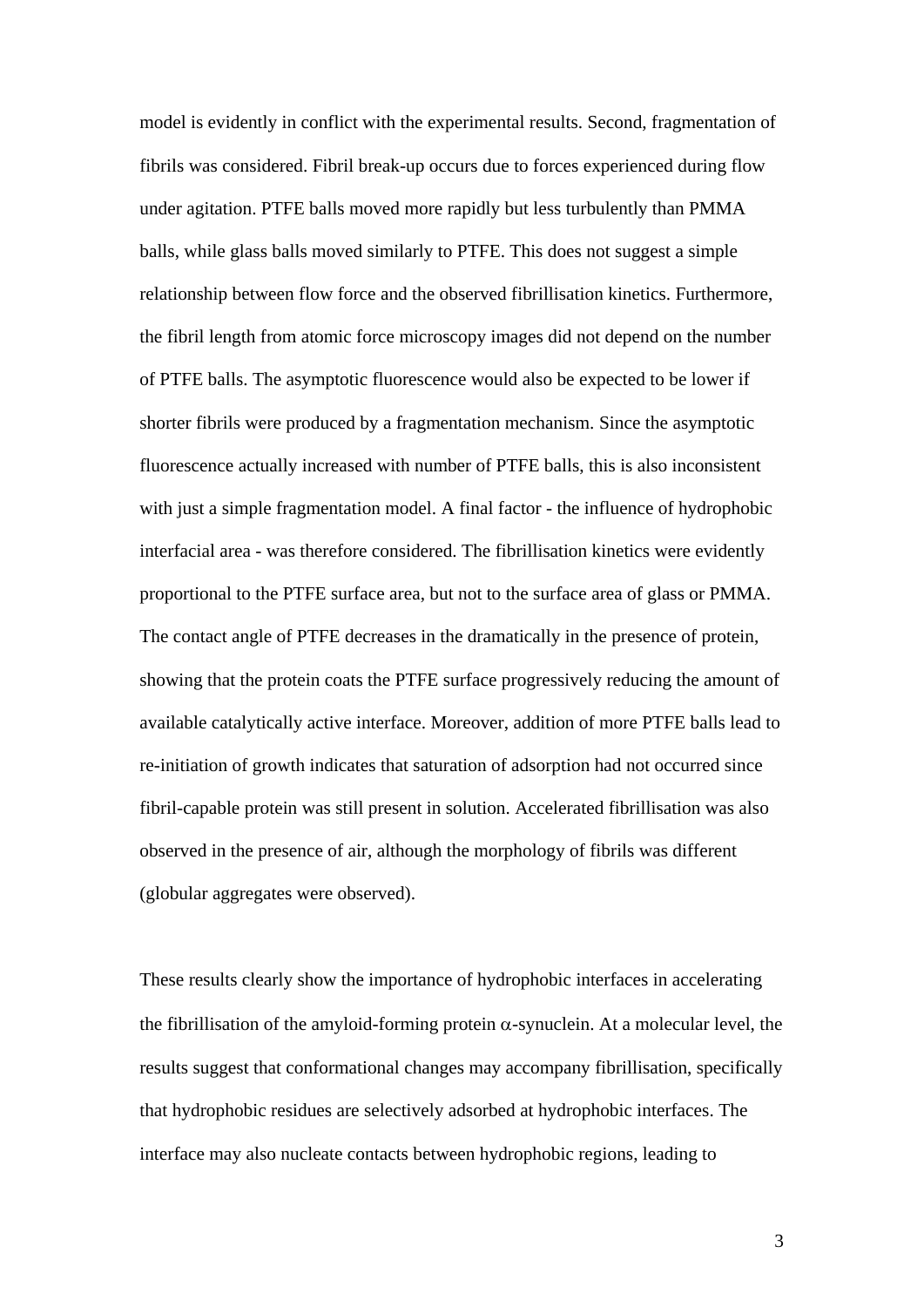model is evidently in conflict with the experimental results. Second, fragmentation of fibrils was considered. Fibril break-up occurs due to forces experienced during flow under agitation. PTFE balls moved more rapidly but less turbulently than PMMA balls, while glass balls moved similarly to PTFE. This does not suggest a simple relationship between flow force and the observed fibrillisation kinetics. Furthermore, the fibril length from atomic force microscopy images did not depend on the number of PTFE balls. The asymptotic fluorescence would also be expected to be lower if shorter fibrils were produced by a fragmentation mechanism. Since the asymptotic fluorescence actually increased with number of PTFE balls, this is also inconsistent with just a simple fragmentation model. A final factor - the influence of hydrophobic interfacial area - was therefore considered. The fibrillisation kinetics were evidently proportional to the PTFE surface area, but not to the surface area of glass or PMMA. The contact angle of PTFE decreases in the dramatically in the presence of protein, showing that the protein coats the PTFE surface progressively reducing the amount of available catalytically active interface. Moreover, addition of more PTFE balls lead to re-initiation of growth indicates that saturation of adsorption had not occurred since fibril-capable protein was still present in solution. Accelerated fibrillisation was also observed in the presence of air, although the morphology of fibrils was different (globular aggregates were observed).

These results clearly show the importance of hydrophobic interfaces in accelerating the fibrillisation of the amyloid-forming protein α-synuclein. At a molecular level, the results suggest that conformational changes may accompany fibrillisation, specifically that hydrophobic residues are selectively adsorbed at hydrophobic interfaces. The interface may also nucleate contacts between hydrophobic regions, leading to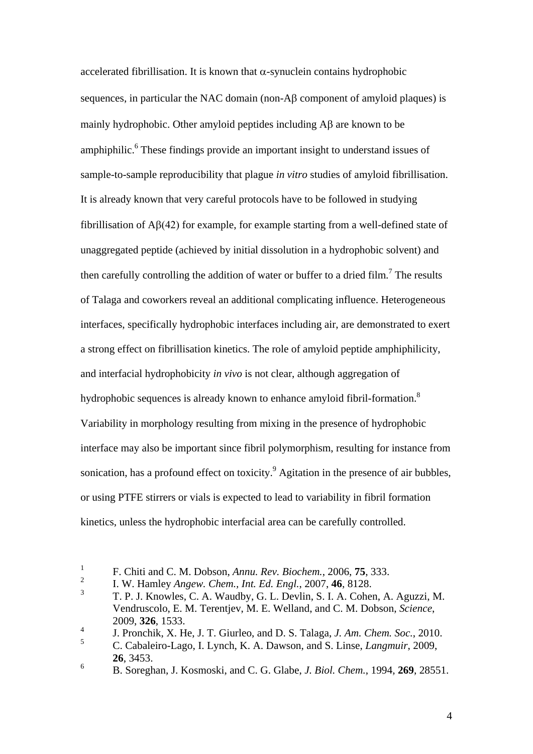accelerated fibrillisation. It is known that α-synuclein contains hydrophobic sequences, in particular the NAC domain (non-Aβ component of amyloid plaques) is mainly hydrophobic. Other amyloid peptides including Aβ are known to be amphiphilic.[6] These findings provide an important insight to understand issues of sample-to-sample reproducibility that plague *in vitro* studies of amyloid fibrillisation. It is already known that very careful protocols have to be followed in studying fibrillisation of Aβ(42) for example, for example starting from a well-defined state of unaggregated peptide (achieved by initial dissolution in a hydrophobic solvent) and then carefully controlling the addition of water or buffer to a dried film.[7] The results of Talaga and coworkers reveal an additional complicating influence. Heterogeneous interfaces, specifically hydrophobic interfaces including air, are demonstrated to exert a strong effect on fibrillisation kinetics. The role of amyloid peptide amphiphilicity, and interfacial hydrophobicity *in vivo* is not clear, although aggregation of hydrophobic sequences is already known to enhance amyloid fibril-formation.[8] Variability in morphology resulting from mixing in the presence of hydrophobic interface may also be important since fibril polymorphism, resulting for instance from sonication, has a profound effect on toxicity.[9] Agitation in the presence of air bubbles, or using PTFE stirrers or vials is expected to lead to variability in fibril formation kinetics, unless the hydrophobic interfacial area can be carefully controlled.

1. F. Chiti and C. M. Dobson, *Annu. Rev. Biochem.*, 2006, **75**, 333.
2. I. W. Hamley *Angew. Chem., Int. Ed. Engl.*, 2007, **46**, 8128.
3. T. P. J. Knowles, C. A. Waudby, G. L. Devlin, S. I. A. Cohen, A. Aguzzi, M. Vendruscolo, E. M. Terentjev, M. E. Welland, and C. M. Dobson, *Science*, 2009, **326**, 1533.
4. J. Pronchik, X. He, J. T. Giurleo, and D. S. Talaga, *J. Am. Chem. Soc.*, 2010.
5. C. Cabaleiro-Lago, I. Lynch, K. A. Dawson, and S. Linse, *Langmuir*, 2009, **26**, 3453.
6. B. Soreghan, J. Kosmoski, and C. G. Glabe, *J. Biol. Chem.*, 1994, **269**, 28551.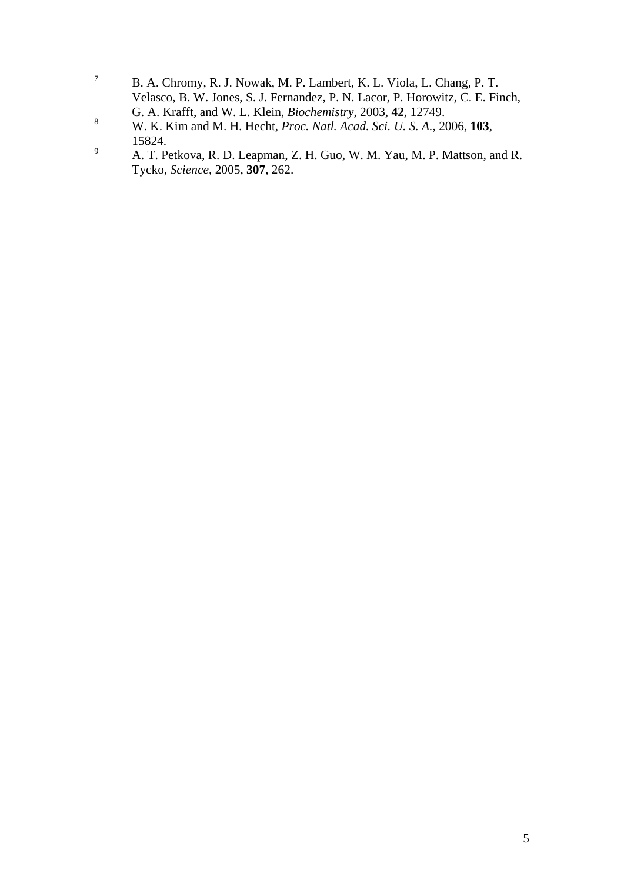[7] B. A. Chromy, R. J. Nowak, M. P. Lambert, K. L. Viola, L. Chang, P. T. Velasco, B. W. Jones, S. J. Fernandez, P. N. Lacor, P. Horowitz, C. E. Finch, G. A. Krafft, and W. L. Klein, *Biochemistry*, 2003, **42**, 12749.

[8] W. K. Kim and M. H. Hecht, *Proc. Natl. Acad. Sci. U. S. A.*, 2006, **103**, 15824.

[9] A. T. Petkova, R. D. Leapman, Z. H. Guo, W. M. Yau, M. P. Mattson, and R. Tycko, *Science*, 2005, **307**, 262.